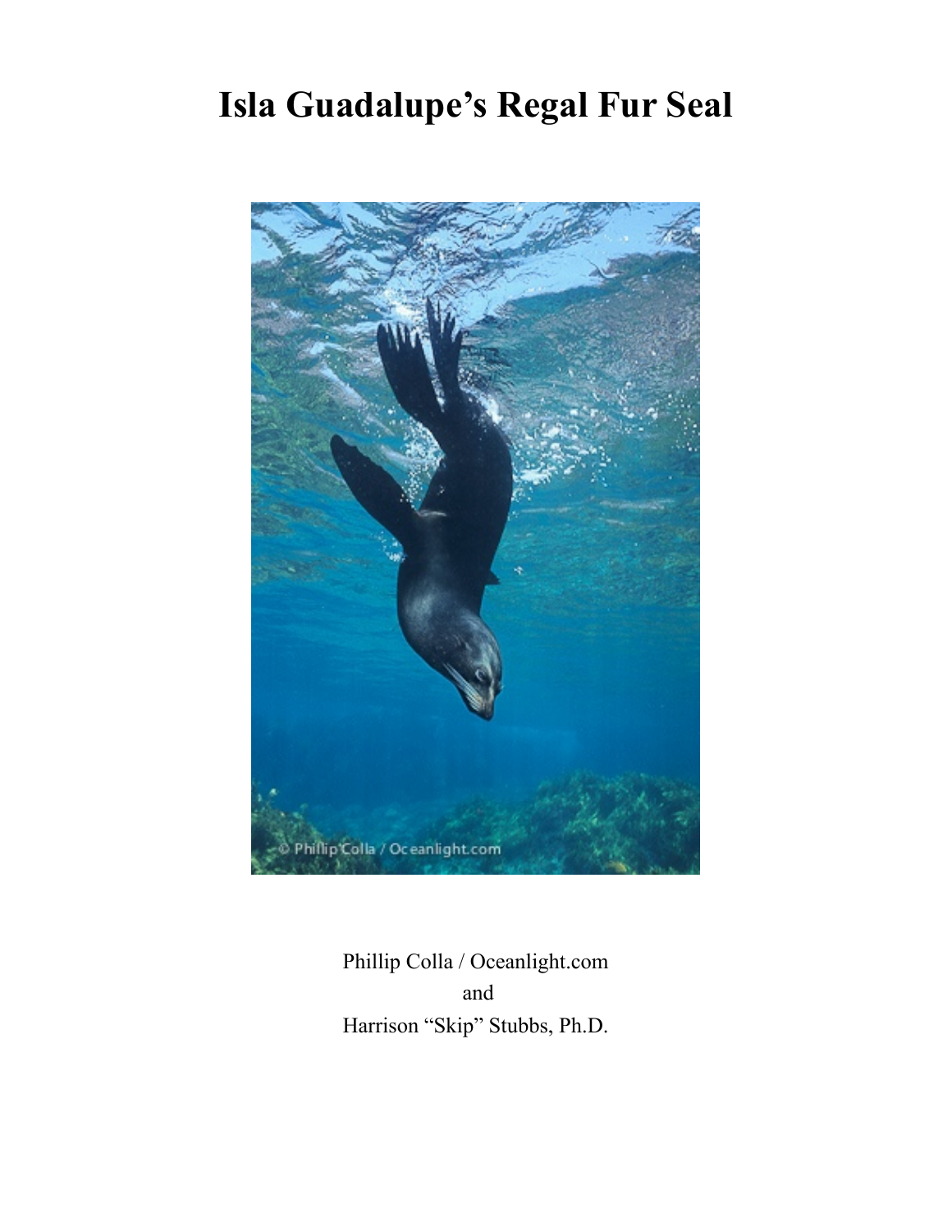# Isla Guadalupe's Regal Fur Seal

Phillip Colla / Oceanlight.com
and
Harrison "Skip" Stubbs, Ph.D.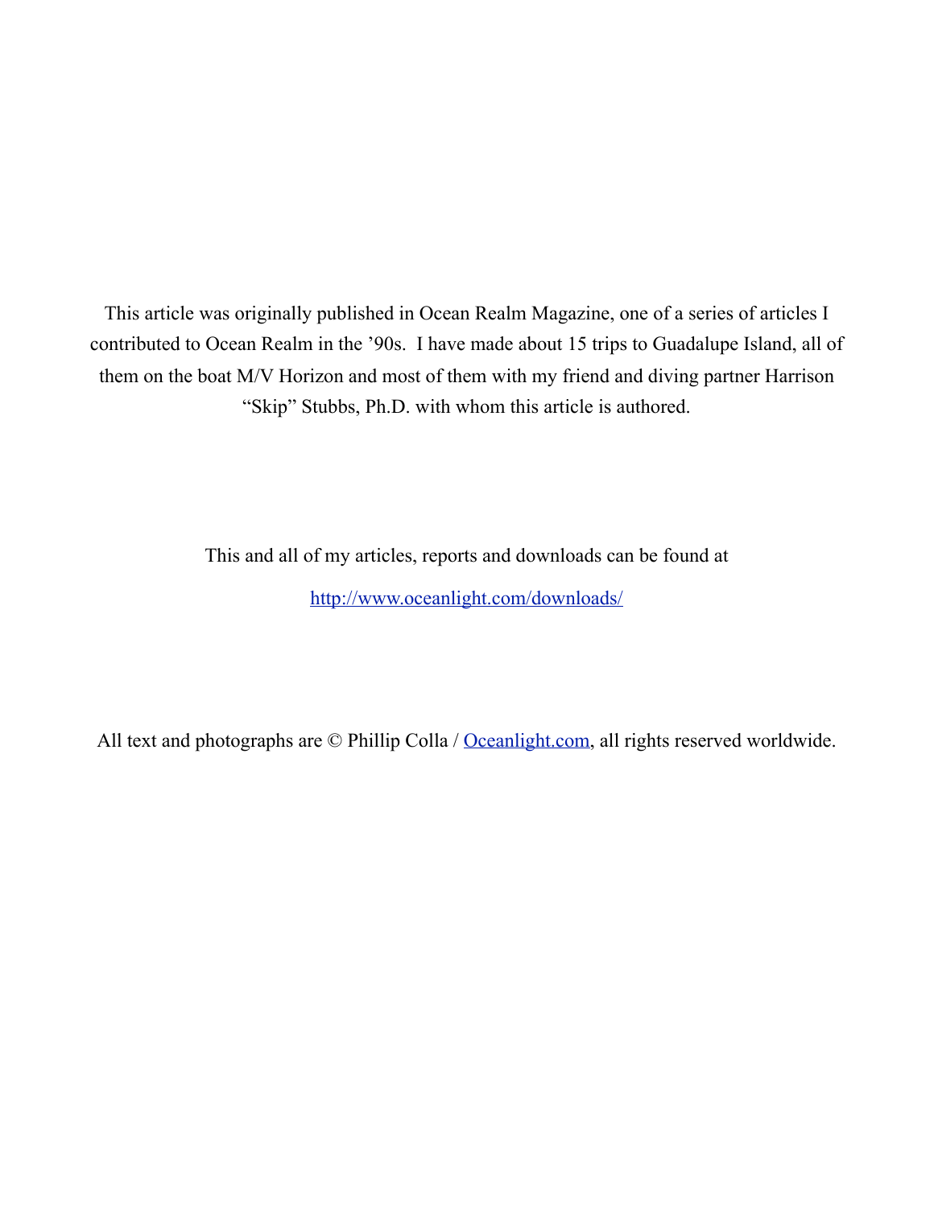This article was originally published in Ocean Realm Magazine, one of a series of articles I contributed to Ocean Realm in the '90s. I have made about 15 trips to Guadalupe Island, all of them on the boat M/V Horizon and most of them with my friend and diving partner Harrison "Skip" Stubbs, Ph.D. with whom this article is authored.

This and all of my articles, reports and downloads can be found at

[http://www.oceanlight.com/downloads/](http://www.oceanlight.com/downloads/)

All text and photographs are © Phillip Colla / [Oceanlight.com](http://Oceanlight.com), all rights reserved worldwide.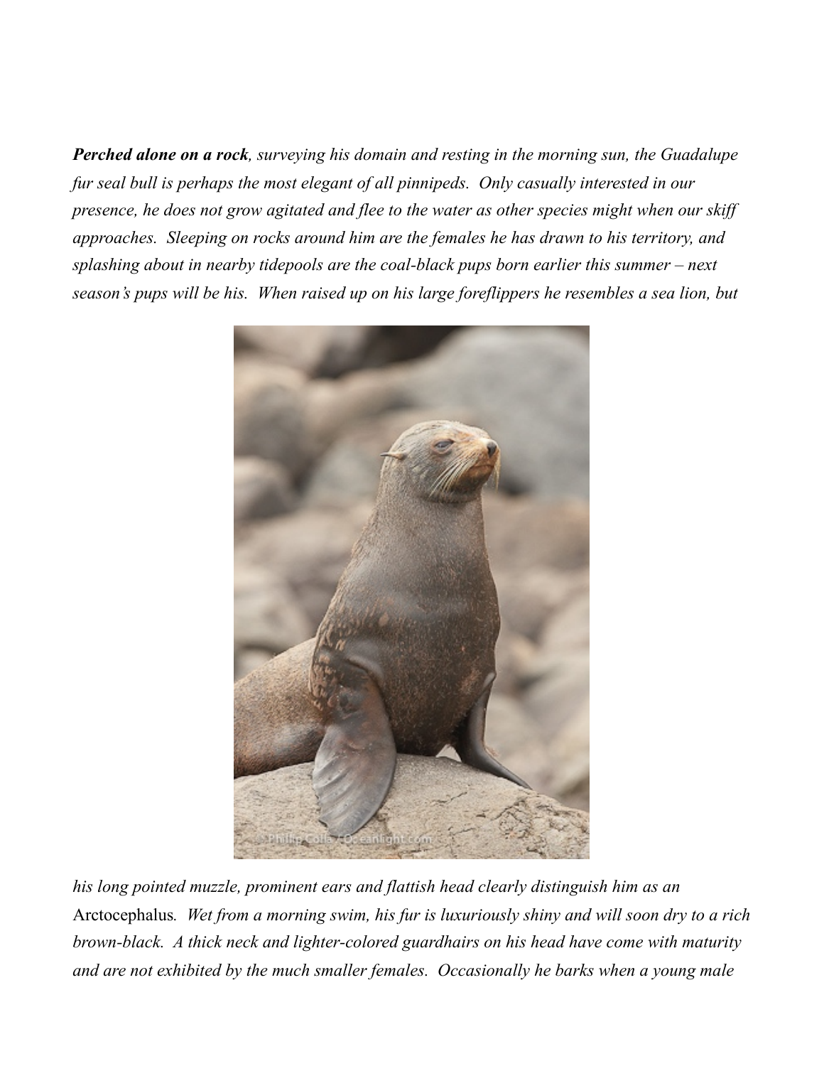***Perched alone on a rock****, surveying his domain and resting in the morning sun, the Guadalupe fur seal bull is perhaps the most elegant of all pinnipeds. Only casually interested in our presence, he does not grow agitated and flee to the water as other species might when our skiff approaches. Sleeping on rocks around him are the females he has drawn to his territory, and splashing about in nearby tidepools are the coal-black pups born earlier this summer – next season's pups will be his. When raised up on his large foreflippers he resembles a sea lion, but his long pointed muzzle, prominent ears and flattish head clearly distinguish him as an* Arctocephalus*. Wet from a morning swim, his fur is luxuriously shiny and will soon dry to a rich brown-black. A thick neck and lighter-colored guardhairs on his head have come with maturity and are not exhibited by the much smaller females. Occasionally he barks when a young male*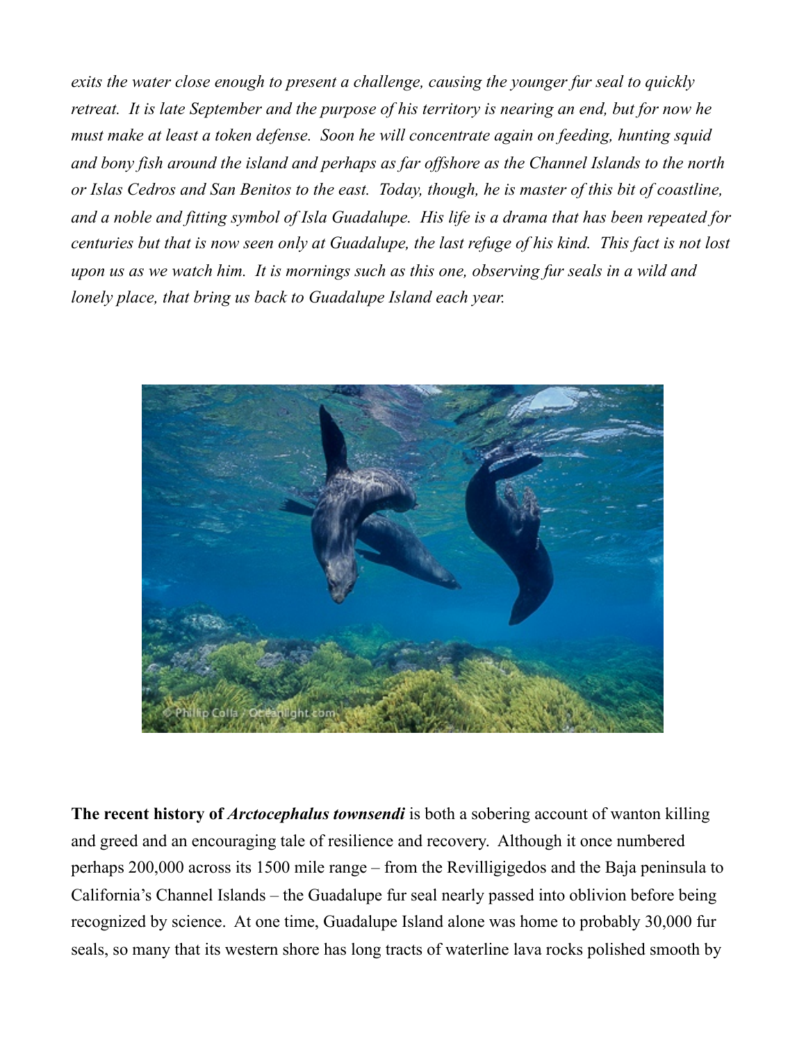*exits the water close enough to present a challenge, causing the younger fur seal to quickly retreat. It is late September and the purpose of his territory is nearing an end, but for now he must make at least a token defense. Soon he will concentrate again on feeding, hunting squid and bony fish around the island and perhaps as far offshore as the Channel Islands to the north or Islas Cedros and San Benitos to the east. Today, though, he is master of this bit of coastline, and a noble and fitting symbol of Isla Guadalupe. His life is a drama that has been repeated for centuries but that is now seen only at Guadalupe, the last refuge of his kind. This fact is not lost upon us as we watch him. It is mornings such as this one, observing fur seals in a wild and lonely place, that bring us back to Guadalupe Island each year.*

**The recent history of *Arctocephalus townsendi*** is both a sobering account of wanton killing and greed and an encouraging tale of resilience and recovery. Although it once numbered perhaps 200,000 across its 1500 mile range – from the Revilligigedos and the Baja peninsula to California's Channel Islands – the Guadalupe fur seal nearly passed into oblivion before being recognized by science. At one time, Guadalupe Island alone was home to probably 30,000 fur seals, so many that its western shore has long tracts of waterline lava rocks polished smooth by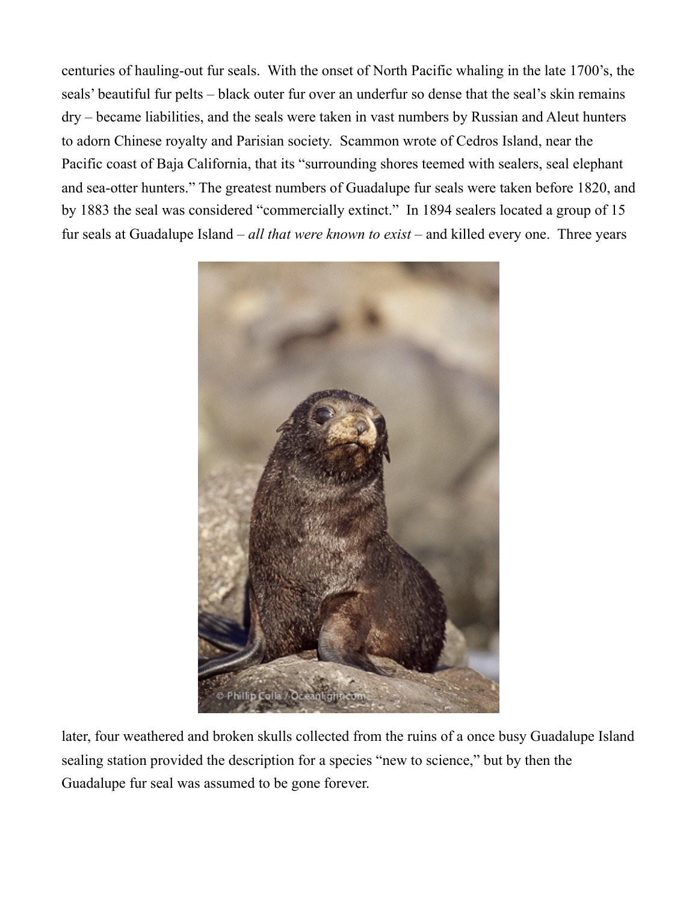centuries of hauling-out fur seals. With the onset of North Pacific whaling in the late 1700's, the seals' beautiful fur pelts – black outer fur over an underfur so dense that the seal's skin remains dry – became liabilities, and the seals were taken in vast numbers by Russian and Aleut hunters to adorn Chinese royalty and Parisian society. Scammon wrote of Cedros Island, near the Pacific coast of Baja California, that its "surrounding shores teemed with sealers, seal elephant and sea-otter hunters." The greatest numbers of Guadalupe fur seals were taken before 1820, and by 1883 the seal was considered "commercially extinct." In 1894 sealers located a group of 15 fur seals at Guadalupe Island – *all that were known to exist* – and killed every one. Three years later, four weathered and broken skulls collected from the ruins of a once busy Guadalupe Island sealing station provided the description for a species "new to science," but by then the Guadalupe fur seal was assumed to be gone forever.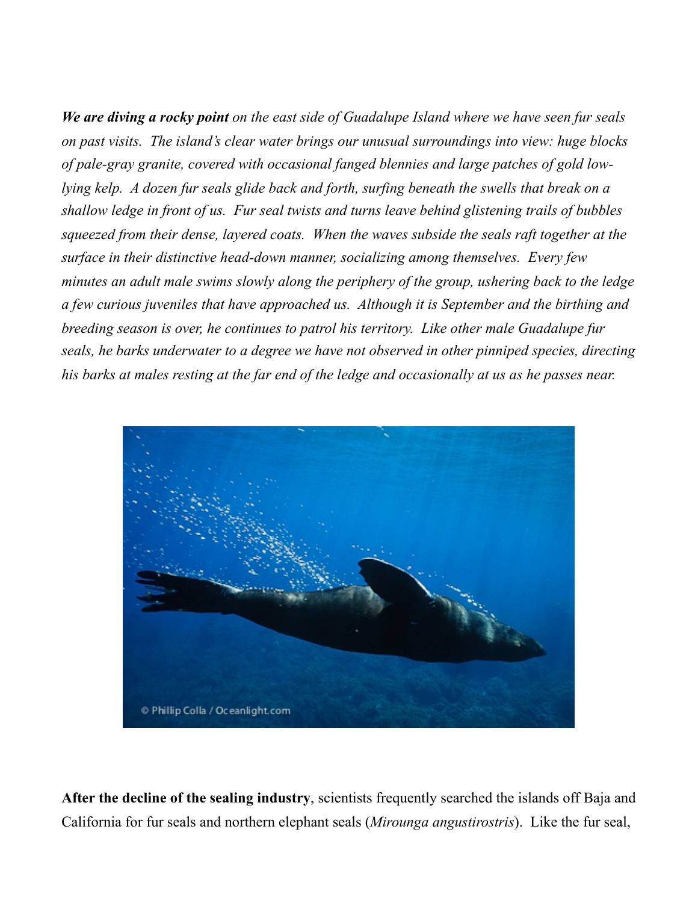***We are diving a rocky point*** *on the east side of Guadalupe Island where we have seen fur seals on past visits. The island's clear water brings our unusual surroundings into view: huge blocks of pale-gray granite, covered with occasional fanged blennies and large patches of gold low-lying kelp. A dozen fur seals glide back and forth, surfing beneath the swells that break on a shallow ledge in front of us. Fur seal twists and turns leave behind glistening trails of bubbles squeezed from their dense, layered coats. When the waves subside the seals raft together at the surface in their distinctive head-down manner, socializing among themselves. Every few minutes an adult male swims slowly along the periphery of the group, ushering back to the ledge a few curious juveniles that have approached us. Although it is September and the birthing and breeding season is over, he continues to patrol his territory. Like other male Guadalupe fur seals, he barks underwater to a degree we have not observed in other pinniped species, directing his barks at males resting at the far end of the ledge and occasionally at us as he passes near.*

**After the decline of the sealing industry**, scientists frequently searched the islands off Baja and California for fur seals and northern elephant seals (*Mirounga angustirostris*). Like the fur seal,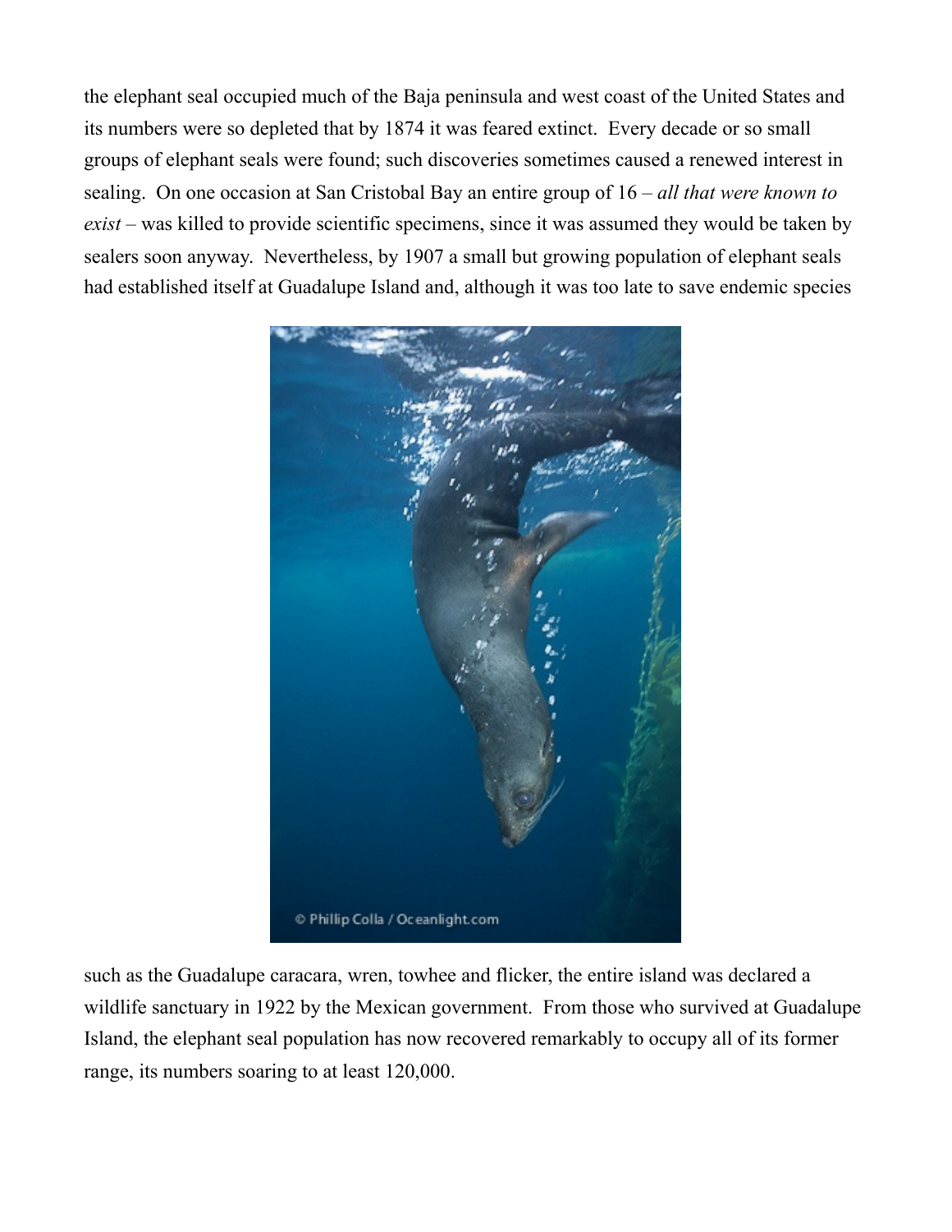the elephant seal occupied much of the Baja peninsula and west coast of the United States and its numbers were so depleted that by 1874 it was feared extinct. Every decade or so small groups of elephant seals were found; such discoveries sometimes caused a renewed interest in sealing. On one occasion at San Cristobal Bay an entire group of 16 – *all that were known to exist* – was killed to provide scientific specimens, since it was assumed they would be taken by sealers soon anyway. Nevertheless, by 1907 a small but growing population of elephant seals had established itself at Guadalupe Island and, although it was too late to save endemic species such as the Guadalupe caracara, wren, towhee and flicker, the entire island was declared a wildlife sanctuary in 1922 by the Mexican government. From those who survived at Guadalupe Island, the elephant seal population has now recovered remarkably to occupy all of its former range, its numbers soaring to at least 120,000.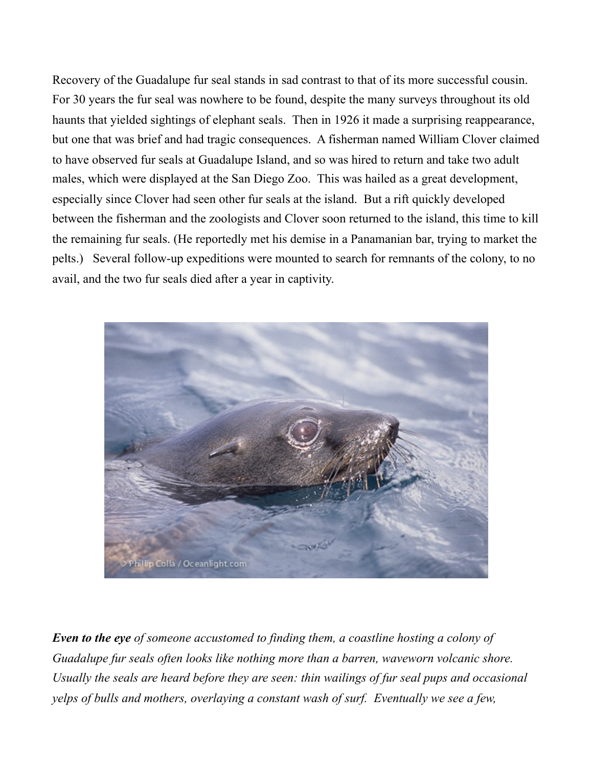Recovery of the Guadalupe fur seal stands in sad contrast to that of its more successful cousin. For 30 years the fur seal was nowhere to be found, despite the many surveys throughout its old haunts that yielded sightings of elephant seals. Then in 1926 it made a surprising reappearance, but one that was brief and had tragic consequences. A fisherman named William Clover claimed to have observed fur seals at Guadalupe Island, and so was hired to return and take two adult males, which were displayed at the San Diego Zoo. This was hailed as a great development, especially since Clover had seen other fur seals at the island. But a rift quickly developed between the fisherman and the zoologists and Clover soon returned to the island, this time to kill the remaining fur seals. (He reportedly met his demise in a Panamanian bar, trying to market the pelts.) Several follow-up expeditions were mounted to search for remnants of the colony, to no avail, and the two fur seals died after a year in captivity.

***Even to the eye*** *of someone accustomed to finding them, a coastline hosting a colony of Guadalupe fur seals often looks like nothing more than a barren, waveworn volcanic shore. Usually the seals are heard before they are seen: thin wailings of fur seal pups and occasional yelps of bulls and mothers, overlaying a constant wash of surf. Eventually we see a few,*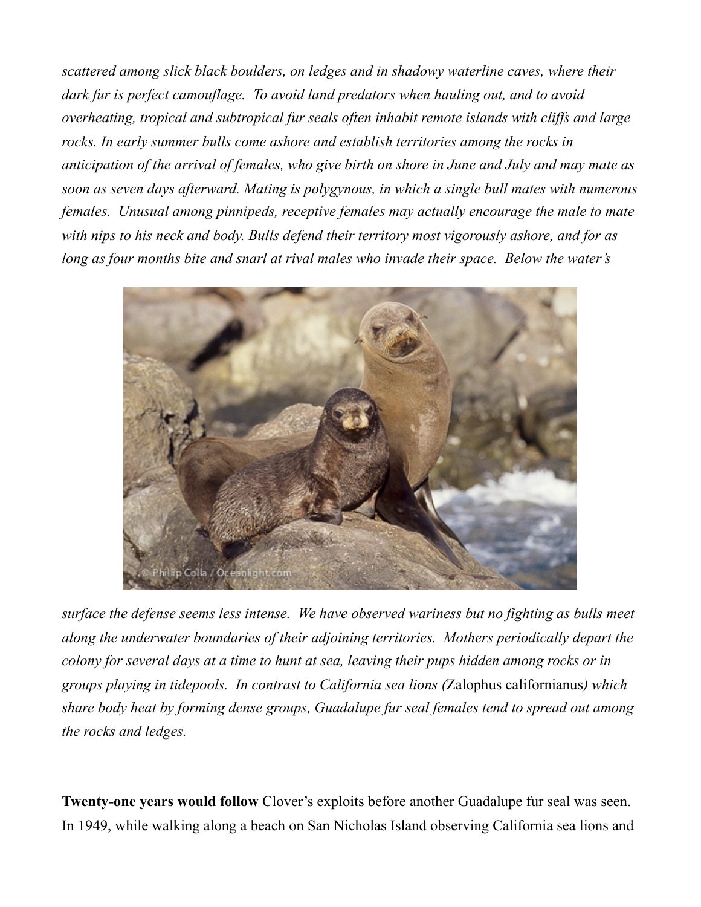*scattered among slick black boulders, on ledges and in shadowy waterline caves, where their dark fur is perfect camouflage. To avoid land predators when hauling out, and to avoid overheating, tropical and subtropical fur seals often inhabit remote islands with cliffs and large rocks. In early summer bulls come ashore and establish territories among the rocks in anticipation of the arrival of females, who give birth on shore in June and July and may mate as soon as seven days afterward. Mating is polygynous, in which a single bull mates with numerous females. Unusual among pinnipeds, receptive females may actually encourage the male to mate with nips to his neck and body. Bulls defend their territory most vigorously ashore, and for as long as four months bite and snarl at rival males who invade their space. Below the water's surface the defense seems less intense. We have observed wariness but no fighting as bulls meet along the underwater boundaries of their adjoining territories. Mothers periodically depart the colony for several days at a time to hunt at sea, leaving their pups hidden among rocks or in groups playing in tidepools. In contrast to California sea lions (*Zalophus californianus*) which share body heat by forming dense groups, Guadalupe fur seal females tend to spread out among the rocks and ledges.*

**Twenty-one years would follow** Clover's exploits before another Guadalupe fur seal was seen. In 1949, while walking along a beach on San Nicholas Island observing California sea lions and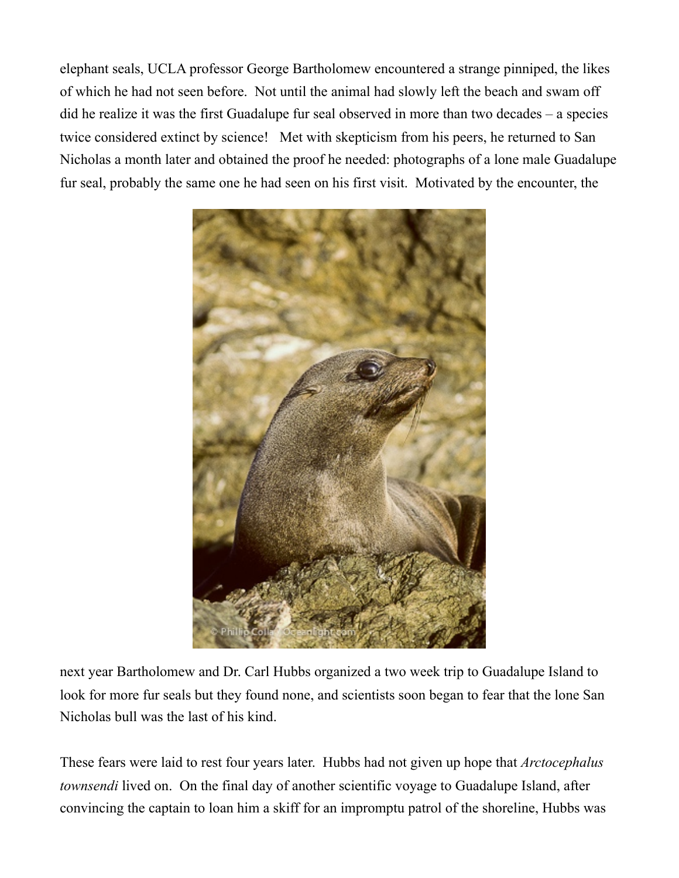elephant seals, UCLA professor George Bartholomew encountered a strange pinniped, the likes of which he had not seen before. Not until the animal had slowly left the beach and swam off did he realize it was the first Guadalupe fur seal observed in more than two decades – a species twice considered extinct by science! Met with skepticism from his peers, he returned to San Nicholas a month later and obtained the proof he needed: photographs of a lone male Guadalupe fur seal, probably the same one he had seen on his first visit. Motivated by the encounter, the next year Bartholomew and Dr. Carl Hubbs organized a two week trip to Guadalupe Island to look for more fur seals but they found none, and scientists soon began to fear that the lone San Nicholas bull was the last of his kind.

These fears were laid to rest four years later. Hubbs had not given up hope that *Arctocephalus townsendi* lived on. On the final day of another scientific voyage to Guadalupe Island, after convincing the captain to loan him a skiff for an impromptu patrol of the shoreline, Hubbs was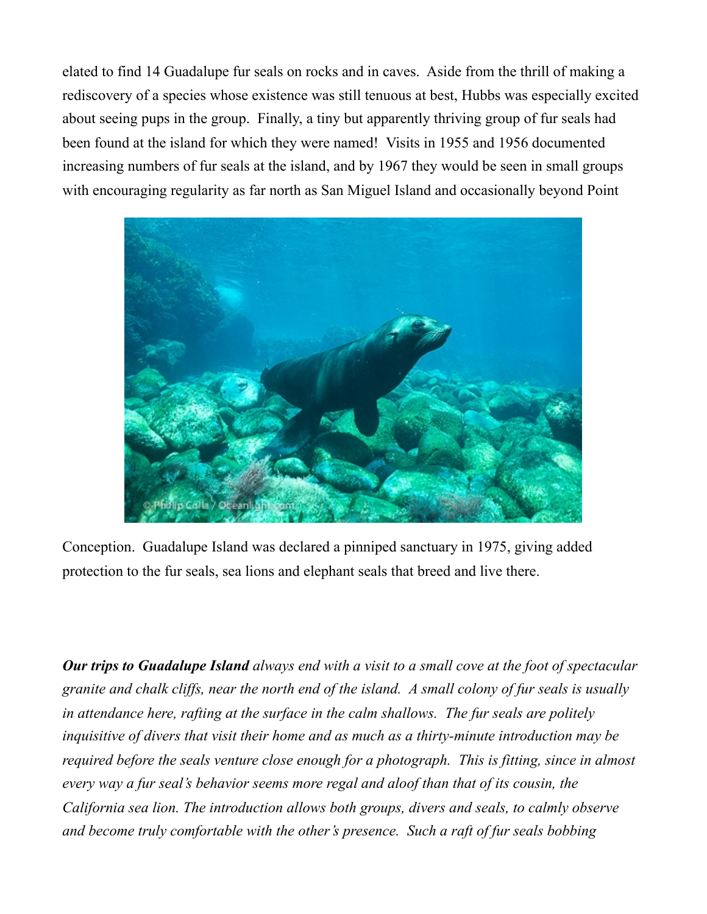elated to find 14 Guadalupe fur seals on rocks and in caves. Aside from the thrill of making a rediscovery of a species whose existence was still tenuous at best, Hubbs was especially excited about seeing pups in the group. Finally, a tiny but apparently thriving group of fur seals had been found at the island for which they were named! Visits in 1955 and 1956 documented increasing numbers of fur seals at the island, and by 1967 they would be seen in small groups with encouraging regularity as far north as San Miguel Island and occasionally beyond Point Conception. Guadalupe Island was declared a pinniped sanctuary in 1975, giving added protection to the fur seals, sea lions and elephant seals that breed and live there.

***Our trips to Guadalupe Island*** *always end with a visit to a small cove at the foot of spectacular granite and chalk cliffs, near the north end of the island. A small colony of fur seals is usually in attendance here, rafting at the surface in the calm shallows. The fur seals are politely inquisitive of divers that visit their home and as much as a thirty-minute introduction may be required before the seals venture close enough for a photograph. This is fitting, since in almost every way a fur seal's behavior seems more regal and aloof than that of its cousin, the California sea lion. The introduction allows both groups, divers and seals, to calmly observe and become truly comfortable with the other's presence. Such a raft of fur seals bobbing*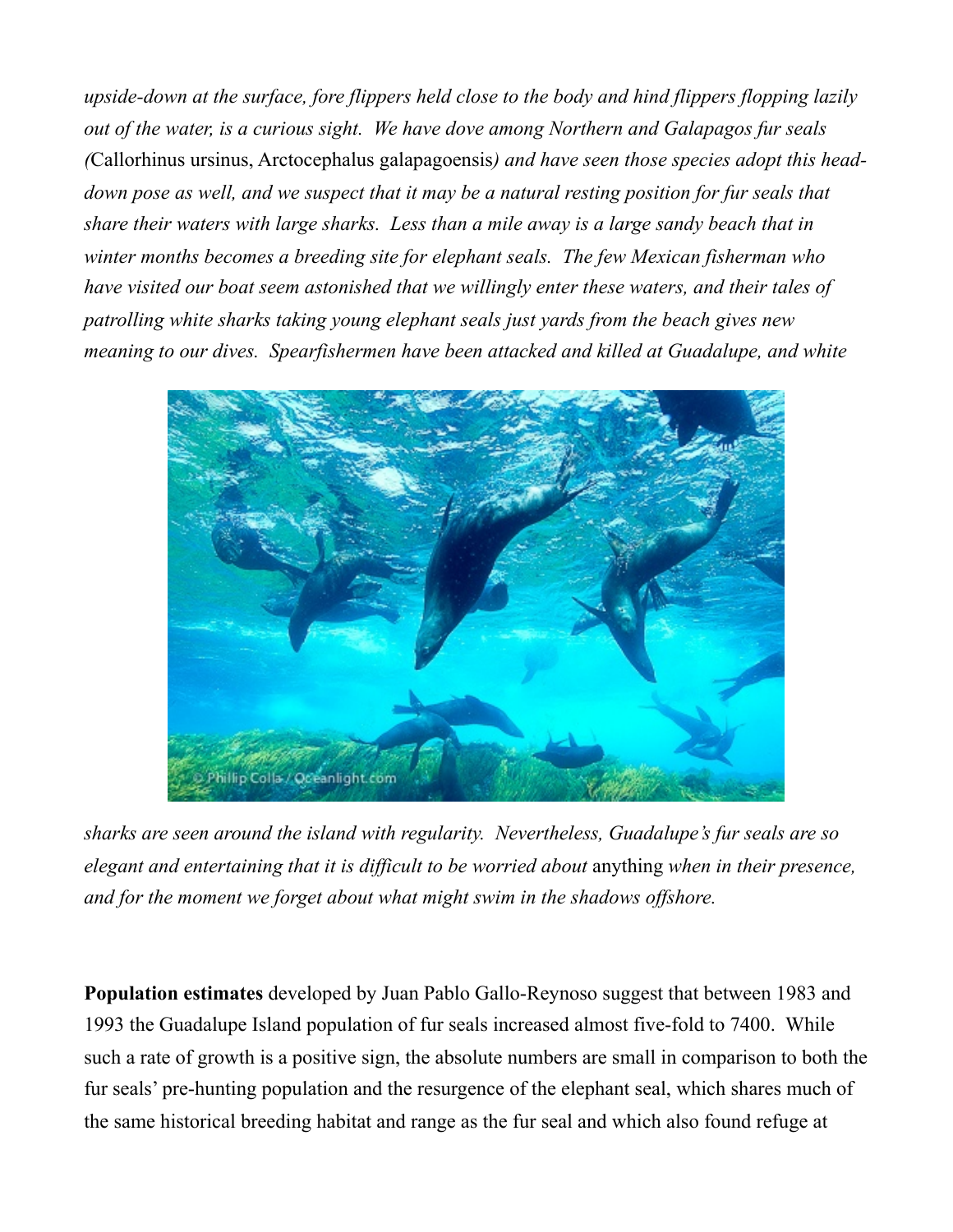*upside-down at the surface, fore flippers held close to the body and hind flippers flopping lazily out of the water, is a curious sight. We have dove among Northern and Galapagos fur seals (*Callorhinus ursinus, Arctocephalus galapagoensis*) and have seen those species adopt this head-down pose as well, and we suspect that it may be a natural resting position for fur seals that share their waters with large sharks. Less than a mile away is a large sandy beach that in winter months becomes a breeding site for elephant seals. The few Mexican fisherman who have visited our boat seem astonished that we willingly enter these waters, and their tales of patrolling white sharks taking young elephant seals just yards from the beach gives new meaning to our dives. Spearfishermen have been attacked and killed at Guadalupe, and white sharks are seen around the island with regularity. Nevertheless, Guadalupe's fur seals are so elegant and entertaining that it is difficult to be worried about* anything *when in their presence, and for the moment we forget about what might swim in the shadows offshore.*

**Population estimates** developed by Juan Pablo Gallo-Reynoso suggest that between 1983 and 1993 the Guadalupe Island population of fur seals increased almost five-fold to 7400. While such a rate of growth is a positive sign, the absolute numbers are small in comparison to both the fur seals' pre-hunting population and the resurgence of the elephant seal, which shares much of the same historical breeding habitat and range as the fur seal and which also found refuge at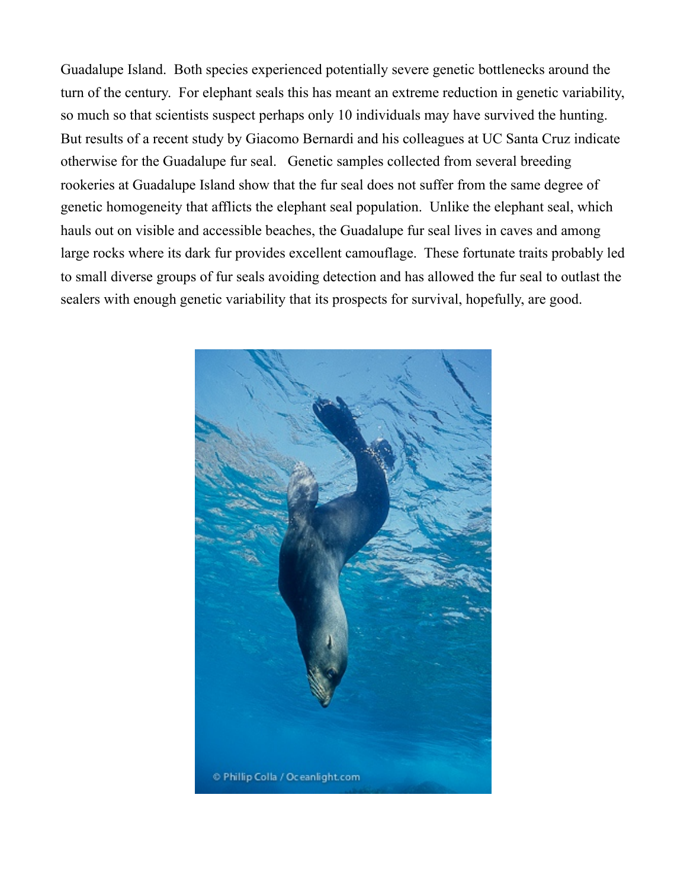Guadalupe Island. Both species experienced potentially severe genetic bottlenecks around the turn of the century. For elephant seals this has meant an extreme reduction in genetic variability, so much so that scientists suspect perhaps only 10 individuals may have survived the hunting. But results of a recent study by Giacomo Bernardi and his colleagues at UC Santa Cruz indicate otherwise for the Guadalupe fur seal. Genetic samples collected from several breeding rookeries at Guadalupe Island show that the fur seal does not suffer from the same degree of genetic homogeneity that afflicts the elephant seal population. Unlike the elephant seal, which hauls out on visible and accessible beaches, the Guadalupe fur seal lives in caves and among large rocks where its dark fur provides excellent camouflage. These fortunate traits probably led to small diverse groups of fur seals avoiding detection and has allowed the fur seal to outlast the sealers with enough genetic variability that its prospects for survival, hopefully, are good.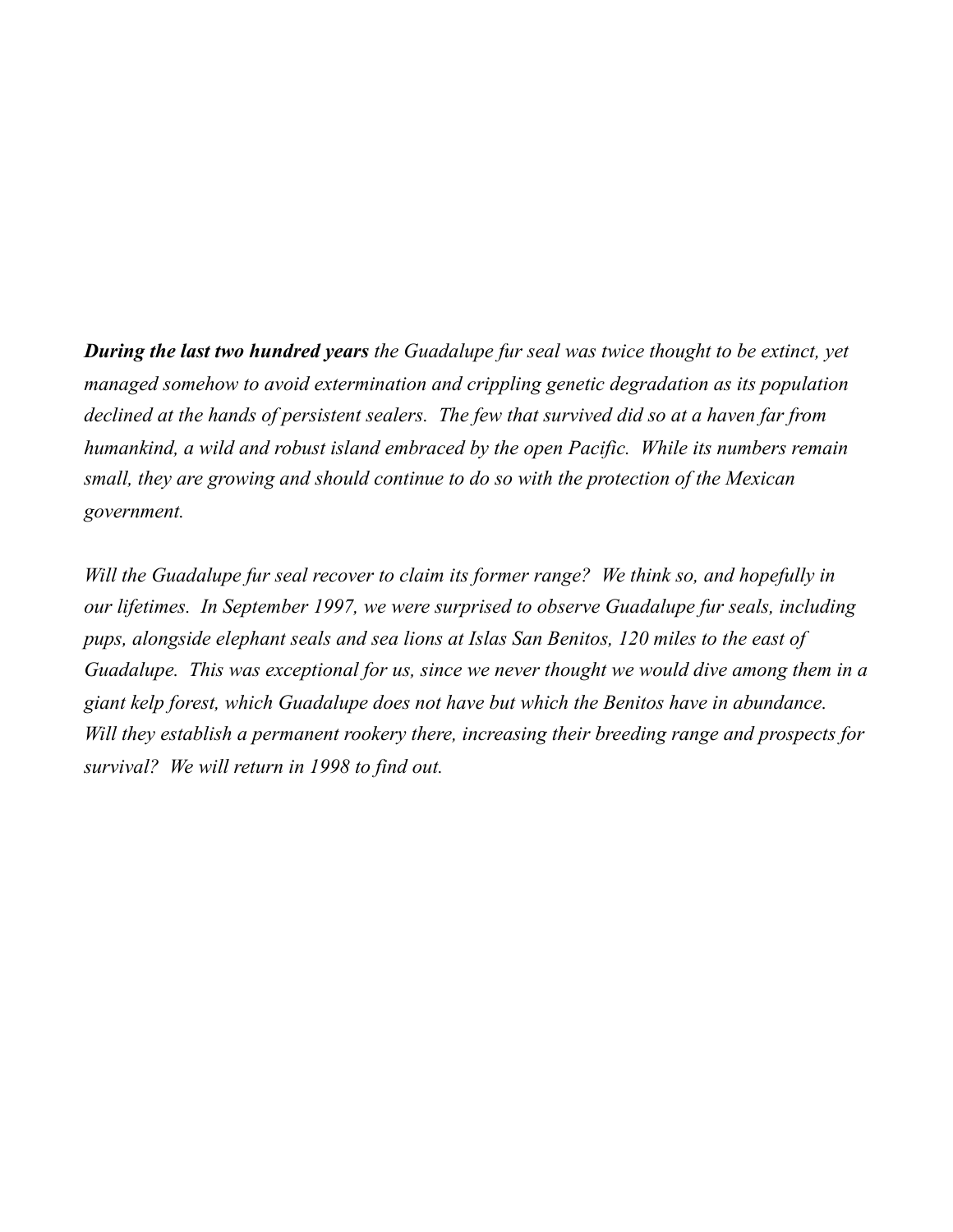***During the last two hundred years*** *the Guadalupe fur seal was twice thought to be extinct, yet managed somehow to avoid extermination and crippling genetic degradation as its population declined at the hands of persistent sealers. The few that survived did so at a haven far from humankind, a wild and robust island embraced by the open Pacific. While its numbers remain small, they are growing and should continue to do so with the protection of the Mexican government.*

*Will the Guadalupe fur seal recover to claim its former range? We think so, and hopefully in our lifetimes. In September 1997, we were surprised to observe Guadalupe fur seals, including pups, alongside elephant seals and sea lions at Islas San Benitos, 120 miles to the east of Guadalupe. This was exceptional for us, since we never thought we would dive among them in a giant kelp forest, which Guadalupe does not have but which the Benitos have in abundance. Will they establish a permanent rookery there, increasing their breeding range and prospects for survival? We will return in 1998 to find out.*